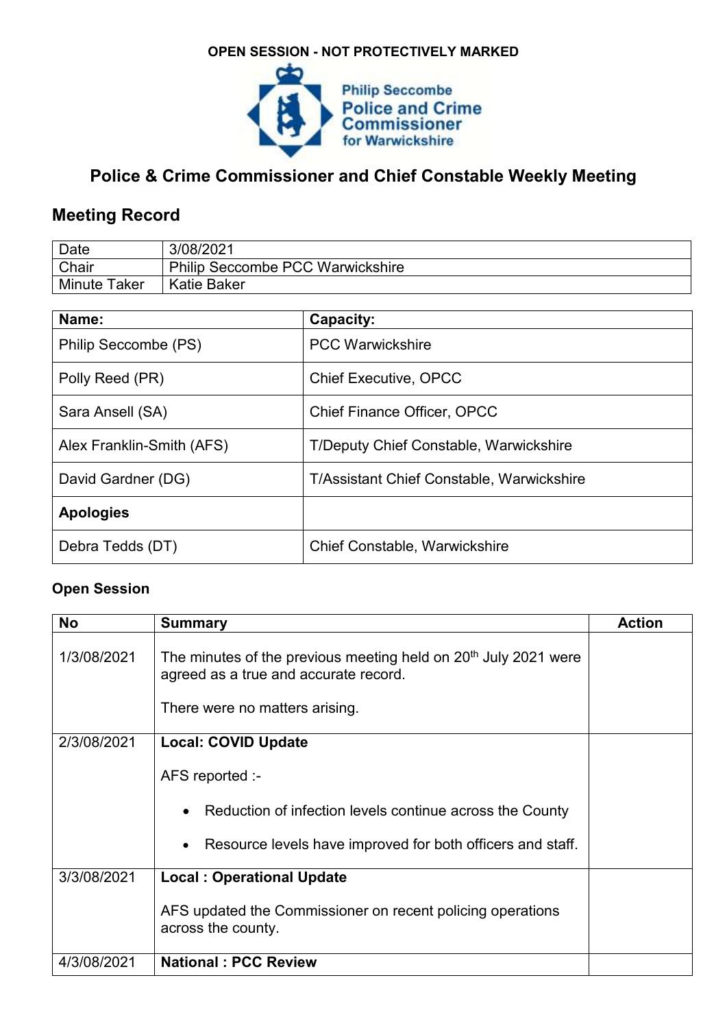OPEN SESSION - NOT PROTECTIVELY MARKED

Philip Seccombe
Police and Crime Commissioner
for Warwickshire

# Police & Crime Commissioner and Chief Constable Weekly Meeting

## Meeting Record

| Date | 3/08/2021 |
|---|---|
| Chair | Philip Seccombe PCC Warwickshire |
| Minute Taker | Katie Baker |

| Name: | Capacity: |
|---|---|
| Philip Seccombe (PS) | PCC Warwickshire |
| Polly Reed (PR) | Chief Executive, OPCC |
| Sara Ansell (SA) | Chief Finance Officer, OPCC |
| Alex Franklin-Smith (AFS) | T/Deputy Chief Constable, Warwickshire |
| David Gardner (DG) | T/Assistant Chief Constable, Warwickshire |
| **Apologies** | |
| Debra Tedds (DT) | Chief Constable, Warwickshire |

**Open Session**

| No | Summary | Action |
|---|---|---|
| 1/3/08/2021 | The minutes of the previous meeting held on 20th July 2021 were agreed as a true and accurate record.<br><br>There were no matters arising. | |
| 2/3/08/2021 | **Local: COVID Update**<br><br>AFS reported :-<br><br>• Reduction of infection levels continue across the County<br><br>• Resource levels have improved for both officers and staff. | |
| 3/3/08/2021 | **Local : Operational Update**<br><br>AFS updated the Commissioner on recent policing operations across the county. | |
| 4/3/08/2021 | **National : PCC Review** | |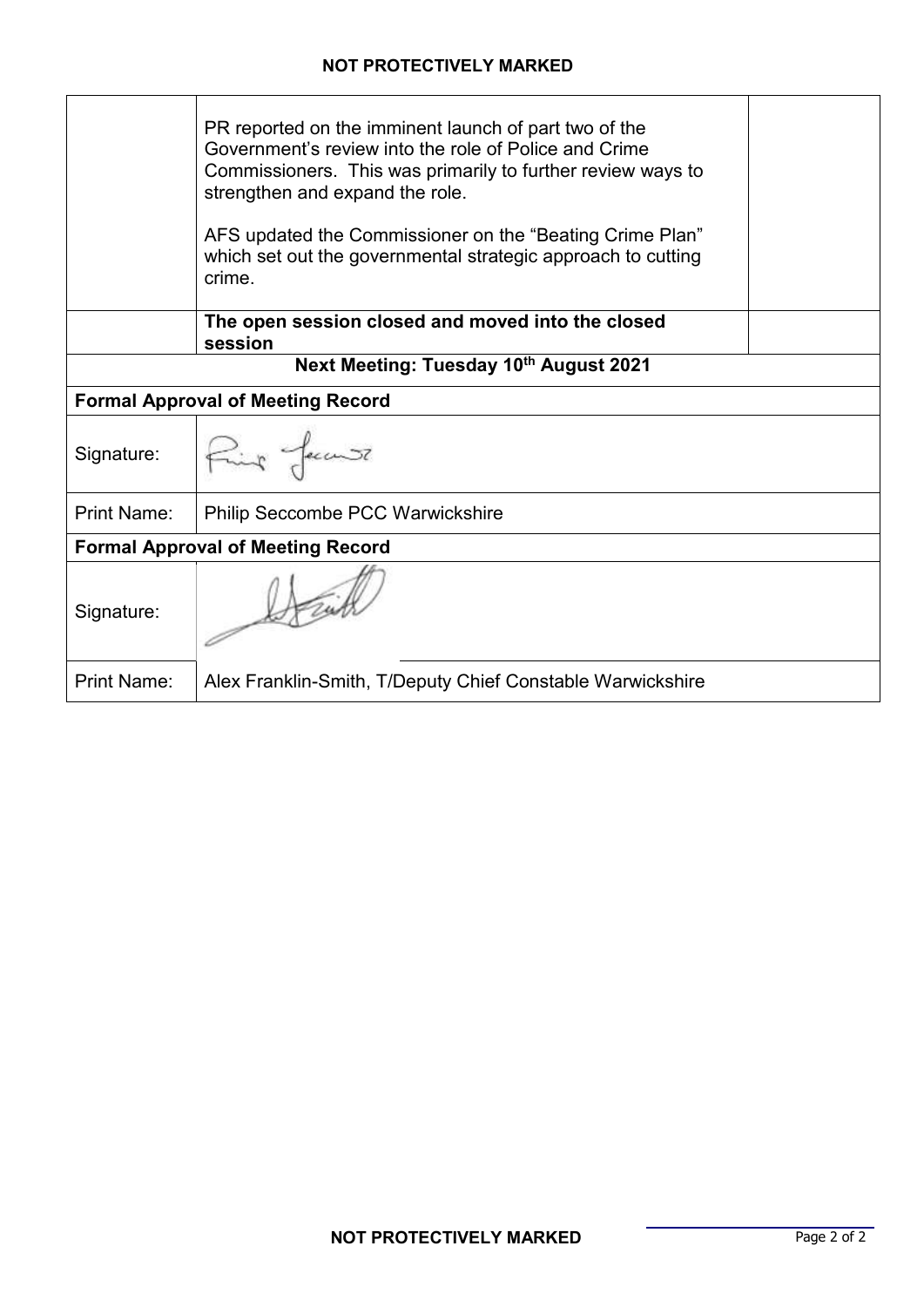| | | |
|---|---|---|
| | PR reported on the imminent launch of part two of the Government's review into the role of Police and Crime Commissioners. This was primarily to further review ways to strengthen and expand the role.<br><br>AFS updated the Commissioner on the "Beating Crime Plan" which set out the governmental strategic approach to cutting crime. | |
| | **The open session closed and moved into the closed session** | |
| **Next Meeting: Tuesday 10th August 2021** | | |
| **Formal Approval of Meeting Record** | | |
| Signature: | | |
| Print Name: | Philip Seccombe PCC Warwickshire | |
| **Formal Approval of Meeting Record** | | |
| Signature: | | |
| Print Name: | Alex Franklin-Smith, T/Deputy Chief Constable Warwickshire | |